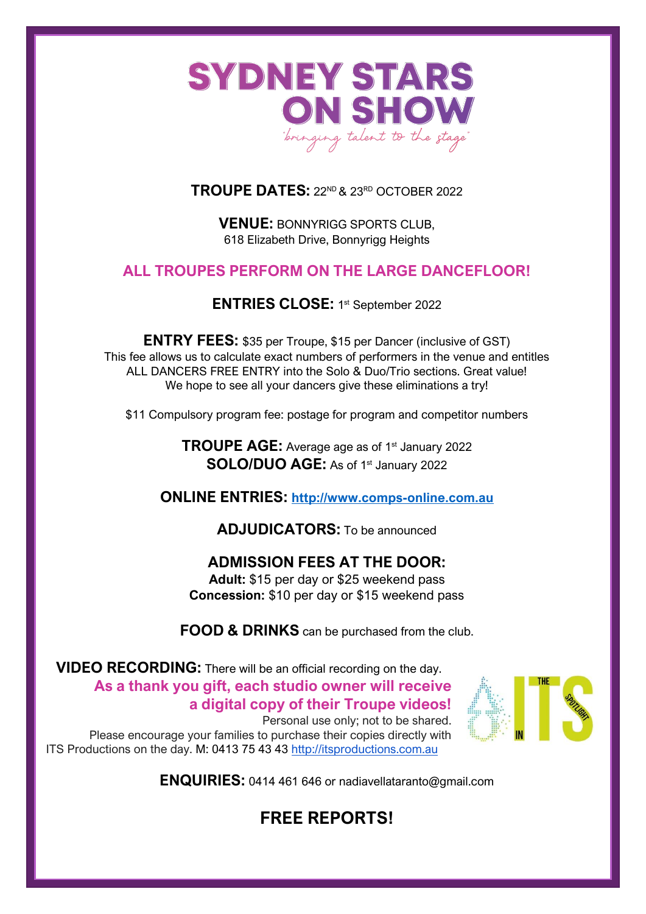# SYDNEY STARS ON SHOW

*"bringing talent to the stage"*

**TROUPE DATES:** 22ND & 23RD OCTOBER 2022

**VENUE:** BONNYRIGG SPORTS CLUB,
618 Elizabeth Drive, Bonnyrigg Heights

**ALL TROUPES PERFORM ON THE LARGE DANCEFLOOR!**

**ENTRIES CLOSE:** 1st September 2022

**ENTRY FEES:** $35 per Troupe, $15 per Dancer (inclusive of GST)
This fee allows us to calculate exact numbers of performers in the venue and entitles ALL DANCERS FREE ENTRY into the Solo & Duo/Trio sections. Great value! We hope to see all your dancers give these eliminations a try!

$11 Compulsory program fee: postage for program and competitor numbers

**TROUPE AGE:** Average age as of 1st January 2022
**SOLO/DUO AGE:** As of 1st January 2022

**ONLINE ENTRIES:** [http://www.comps-online.com.au](http://www.comps-online.com.au)

**ADJUDICATORS:** To be announced

**ADMISSION FEES AT THE DOOR:**
**Adult:** $15 per day or $25 weekend pass
**Concession:** $10 per day or $15 weekend pass

**FOOD & DRINKS** can be purchased from the club.

**VIDEO RECORDING:** There will be an official recording on the day.
**As a thank you gift, each studio owner will receive a digital copy of their Troupe videos!**
Personal use only; not to be shared.
Please encourage your families to purchase their copies directly with ITS Productions on the day. M: 0413 75 43 43 [http://itsproductions.com.au](http://itsproductions.com.au)

**ENQUIRIES:** 0414 461 646 or nadiavellataranto@gmail.com

## FREE REPORTS!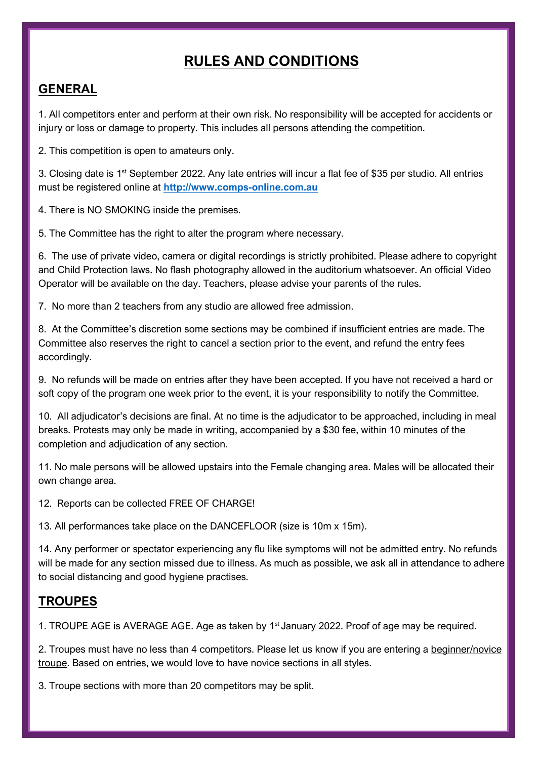# RULES AND CONDITIONS

## GENERAL

1. All competitors enter and perform at their own risk. No responsibility will be accepted for accidents or injury or loss or damage to property. This includes all persons attending the competition.

2. This competition is open to amateurs only.

3. Closing date is 1st September 2022. Any late entries will incur a flat fee of $35 per studio. All entries must be registered online at **http://www.comps-online.com.au**

4. There is NO SMOKING inside the premises.

5. The Committee has the right to alter the program where necessary.

6. The use of private video, camera or digital recordings is strictly prohibited. Please adhere to copyright and Child Protection laws. No flash photography allowed in the auditorium whatsoever. An official Video Operator will be available on the day. Teachers, please advise your parents of the rules.

7. No more than 2 teachers from any studio are allowed free admission.

8. At the Committee's discretion some sections may be combined if insufficient entries are made. The Committee also reserves the right to cancel a section prior to the event, and refund the entry fees accordingly.

9. No refunds will be made on entries after they have been accepted. If you have not received a hard or soft copy of the program one week prior to the event, it is your responsibility to notify the Committee.

10. All adjudicator's decisions are final. At no time is the adjudicator to be approached, including in meal breaks. Protests may only be made in writing, accompanied by a $30 fee, within 10 minutes of the completion and adjudication of any section.

11. No male persons will be allowed upstairs into the Female changing area. Males will be allocated their own change area.

12. Reports can be collected FREE OF CHARGE!

13. All performances take place on the DANCEFLOOR (size is 10m x 15m).

14. Any performer or spectator experiencing any flu like symptoms will not be admitted entry. No refunds will be made for any section missed due to illness. As much as possible, we ask all in attendance to adhere to social distancing and good hygiene practises.

## TROUPES

1. TROUPE AGE is AVERAGE AGE. Age as taken by 1st January 2022. Proof of age may be required.

2. Troupes must have no less than 4 competitors. Please let us know if you are entering a beginner/novice troupe. Based on entries, we would love to have novice sections in all styles.

3. Troupe sections with more than 20 competitors may be split.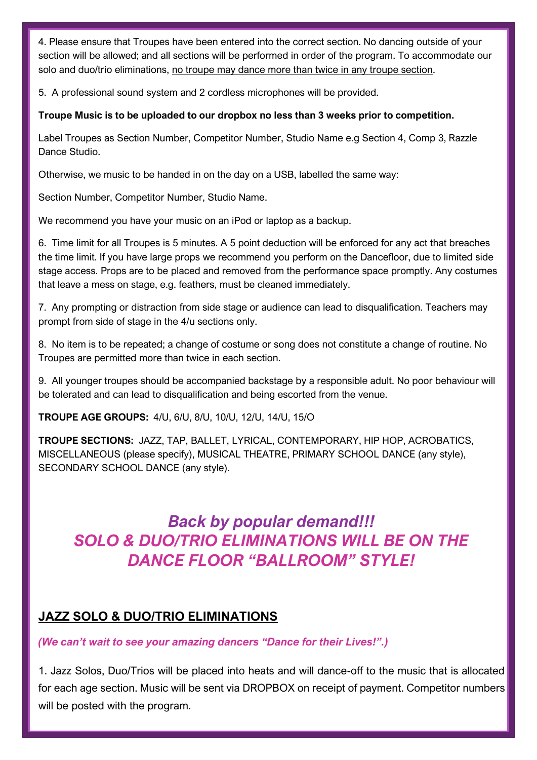4. Please ensure that Troupes have been entered into the correct section. No dancing outside of your section will be allowed; and all sections will be performed in order of the program. To accommodate our solo and duo/trio eliminations, <u>no troupe may dance more than twice in any troupe section</u>.

5. A professional sound system and 2 cordless microphones will be provided.

**Troupe Music is to be uploaded to our dropbox no less than 3 weeks prior to competition.**

Label Troupes as Section Number, Competitor Number, Studio Name e.g Section 4, Comp 3, Razzle Dance Studio.

Otherwise, we music to be handed in on the day on a USB, labelled the same way:

Section Number, Competitor Number, Studio Name.

We recommend you have your music on an iPod or laptop as a backup.

6. Time limit for all Troupes is 5 minutes. A 5 point deduction will be enforced for any act that breaches the time limit. If you have large props we recommend you perform on the Dancefloor, due to limited side stage access. Props are to be placed and removed from the performance space promptly. Any costumes that leave a mess on stage, e.g. feathers, must be cleaned immediately.

7. Any prompting or distraction from side stage or audience can lead to disqualification. Teachers may prompt from side of stage in the 4/u sections only.

8. No item is to be repeated; a change of costume or song does not constitute a change of routine. No Troupes are permitted more than twice in each section.

9. All younger troupes should be accompanied backstage by a responsible adult. No poor behaviour will be tolerated and can lead to disqualification and being escorted from the venue.

**TROUPE AGE GROUPS:** 4/U, 6/U, 8/U, 10/U, 12/U, 14/U, 15/O

**TROUPE SECTIONS:** JAZZ, TAP, BALLET, LYRICAL, CONTEMPORARY, HIP HOP, ACROBATICS, MISCELLANEOUS (please specify), MUSICAL THEATRE, PRIMARY SCHOOL DANCE (any style), SECONDARY SCHOOL DANCE (any style).

## *Back by popular demand!!!*
## *SOLO & DUO/TRIO ELIMINATIONS WILL BE ON THE DANCE FLOOR "BALLROOM" STYLE!*

## <u>JAZZ SOLO & DUO/TRIO ELIMINATIONS</u>

***(We can't wait to see your amazing dancers "Dance for their Lives!".)***

1. Jazz Solos, Duo/Trios will be placed into heats and will dance-off to the music that is allocated for each age section. Music will be sent via DROPBOX on receipt of payment. Competitor numbers will be posted with the program.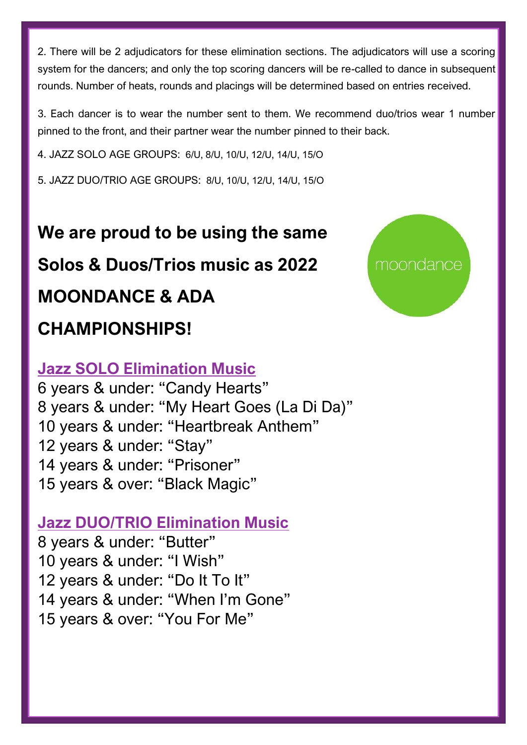2. There will be 2 adjudicators for these elimination sections. The adjudicators will use a scoring system for the dancers; and only the top scoring dancers will be re-called to dance in subsequent rounds. Number of heats, rounds and placings will be determined based on entries received.

3. Each dancer is to wear the number sent to them. We recommend duo/trios wear 1 number pinned to the front, and their partner wear the number pinned to their back.

4. JAZZ SOLO AGE GROUPS: 6/U, 8/U, 10/U, 12/U, 14/U, 15/O

5. JAZZ DUO/TRIO AGE GROUPS: 8/U, 10/U, 12/U, 14/U, 15/O

## We are proud to be using the same Solos & Duos/Trios music as 2022 MOONDANCE & ADA CHAMPIONSHIPS!

moondance

### Jazz SOLO Elimination Music

6 years & under: "Candy Hearts"
8 years & under: "My Heart Goes (La Di Da)"
10 years & under: "Heartbreak Anthem"
12 years & under: "Stay"
14 years & under: "Prisoner"
15 years & over: "Black Magic"

### Jazz DUO/TRIO Elimination Music

8 years & under: "Butter"
10 years & under: "I Wish"
12 years & under: "Do It To It"
14 years & under: "When I'm Gone"
15 years & over: "You For Me"